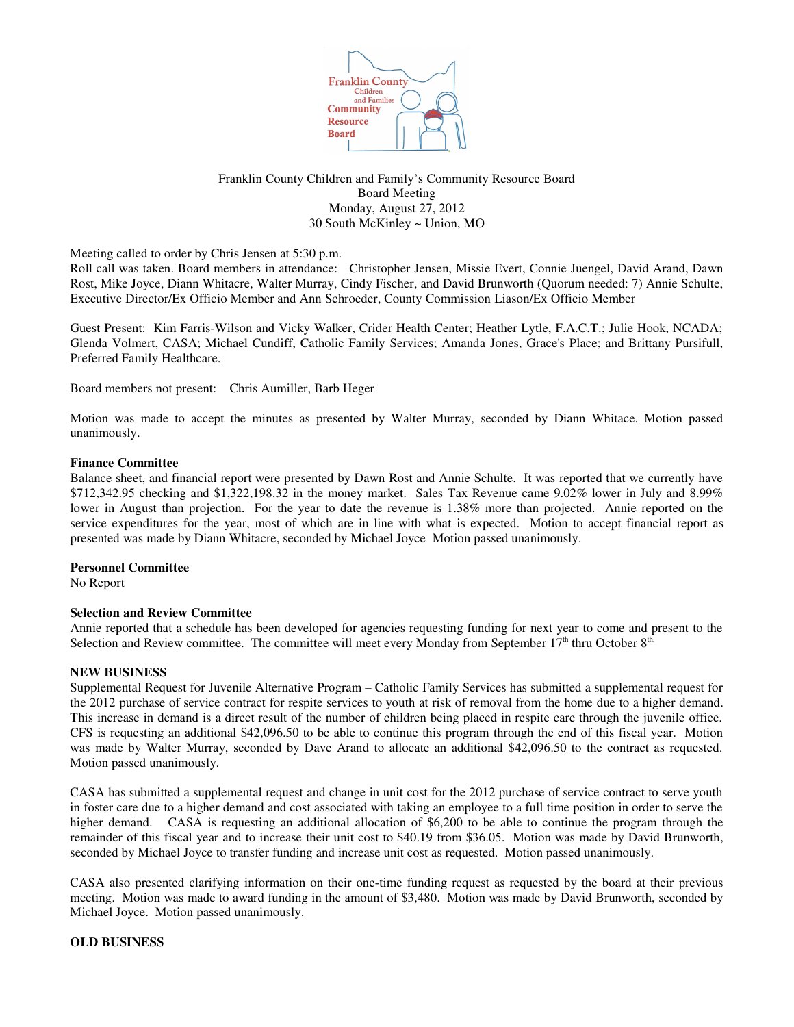Franklin County Children and Family's Community Resource Board
Board Meeting
Monday, August 27, 2012
30 South McKinley ~ Union, MO

Meeting called to order by Chris Jensen at 5:30 p.m.
Roll call was taken. Board members in attendance: Christopher Jensen, Missie Evert, Connie Juengel, David Arand, Dawn Rost, Mike Joyce, Diann Whitacre, Walter Murray, Cindy Fischer, and David Brunworth (Quorum needed: 7) Annie Schulte, Executive Director/Ex Officio Member and Ann Schroeder, County Commission Liason/Ex Officio Member

Guest Present: Kim Farris-Wilson and Vicky Walker, Crider Health Center; Heather Lytle, F.A.C.T.; Julie Hook, NCADA; Glenda Volmert, CASA; Michael Cundiff, Catholic Family Services; Amanda Jones, Grace's Place; and Brittany Pursifull, Preferred Family Healthcare.

Board members not present: Chris Aumiller, Barb Heger

Motion was made to accept the minutes as presented by Walter Murray, seconded by Diann Whitace. Motion passed unanimously.

**Finance Committee**
Balance sheet, and financial report were presented by Dawn Rost and Annie Schulte. It was reported that we currently have $712,342.95 checking and $1,322,198.32 in the money market. Sales Tax Revenue came 9.02% lower in July and 8.99% lower in August than projection. For the year to date the revenue is 1.38% more than projected. Annie reported on the service expenditures for the year, most of which are in line with what is expected. Motion to accept financial report as presented was made by Diann Whitacre, seconded by Michael Joyce Motion passed unanimously.

**Personnel Committee**
No Report

**Selection and Review Committee**
Annie reported that a schedule has been developed for agencies requesting funding for next year to come and present to the Selection and Review committee. The committee will meet every Monday from September 17th thru October 8th.

**NEW BUSINESS**
Supplemental Request for Juvenile Alternative Program – Catholic Family Services has submitted a supplemental request for the 2012 purchase of service contract for respite services to youth at risk of removal from the home due to a higher demand. This increase in demand is a direct result of the number of children being placed in respite care through the juvenile office. CFS is requesting an additional $42,096.50 to be able to continue this program through the end of this fiscal year. Motion was made by Walter Murray, seconded by Dave Arand to allocate an additional $42,096.50 to the contract as requested. Motion passed unanimously.

CASA has submitted a supplemental request and change in unit cost for the 2012 purchase of service contract to serve youth in foster care due to a higher demand and cost associated with taking an employee to a full time position in order to serve the higher demand. CASA is requesting an additional allocation of $6,200 to be able to continue the program through the remainder of this fiscal year and to increase their unit cost to $40.19 from $36.05. Motion was made by David Brunworth, seconded by Michael Joyce to transfer funding and increase unit cost as requested. Motion passed unanimously.

CASA also presented clarifying information on their one-time funding request as requested by the board at their previous meeting. Motion was made to award funding in the amount of $3,480. Motion was made by David Brunworth, seconded by Michael Joyce. Motion passed unanimously.

**OLD BUSINESS**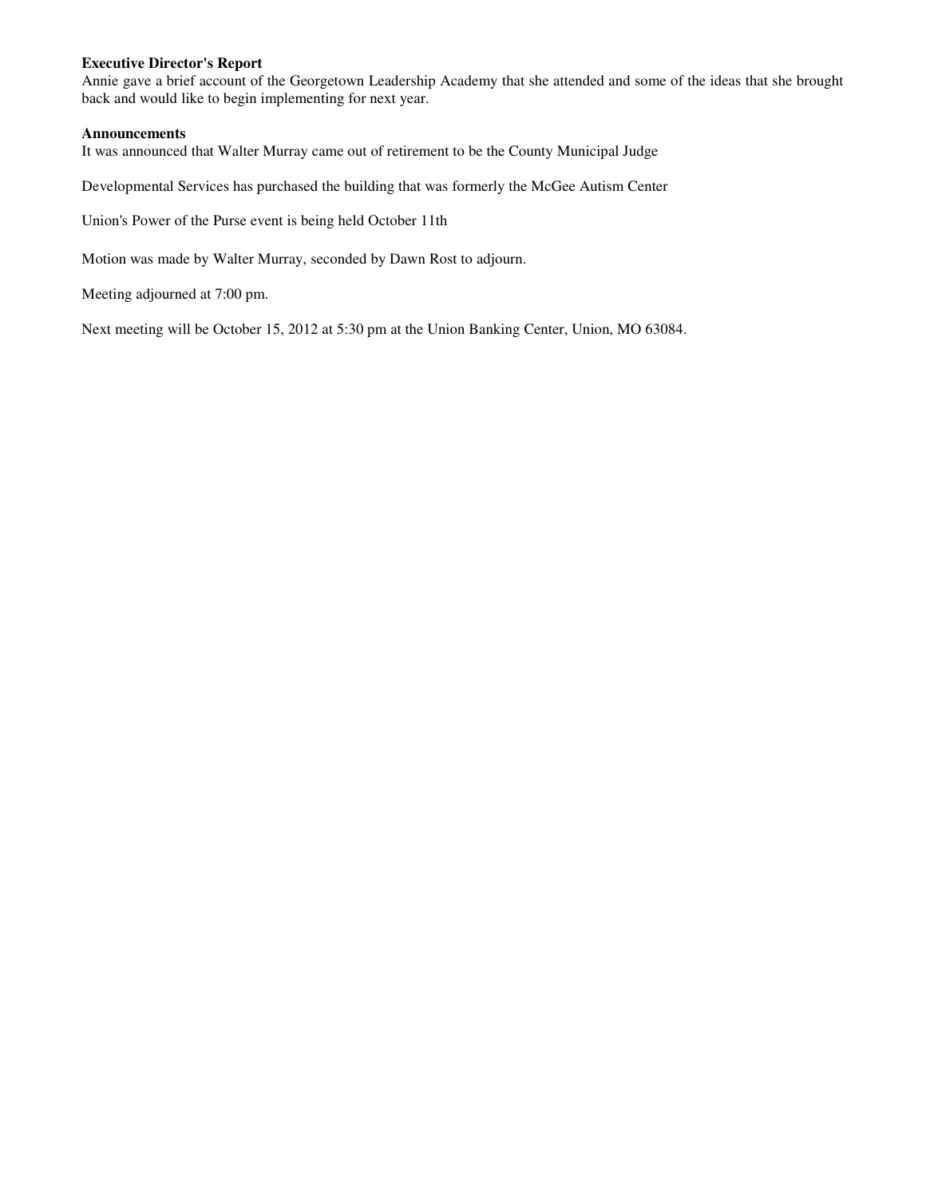**Executive Director's Report**
Annie gave a brief account of the Georgetown Leadership Academy that she attended and some of the ideas that she brought back and would like to begin implementing for next year.

**Announcements**
It was announced that Walter Murray came out of retirement to be the County Municipal Judge

Developmental Services has purchased the building that was formerly the McGee Autism Center

Union's Power of the Purse event is being held October 11th

Motion was made by Walter Murray, seconded by Dawn Rost to adjourn.

Meeting adjourned at 7:00 pm.

Next meeting will be October 15, 2012 at 5:30 pm at the Union Banking Center, Union, MO 63084.